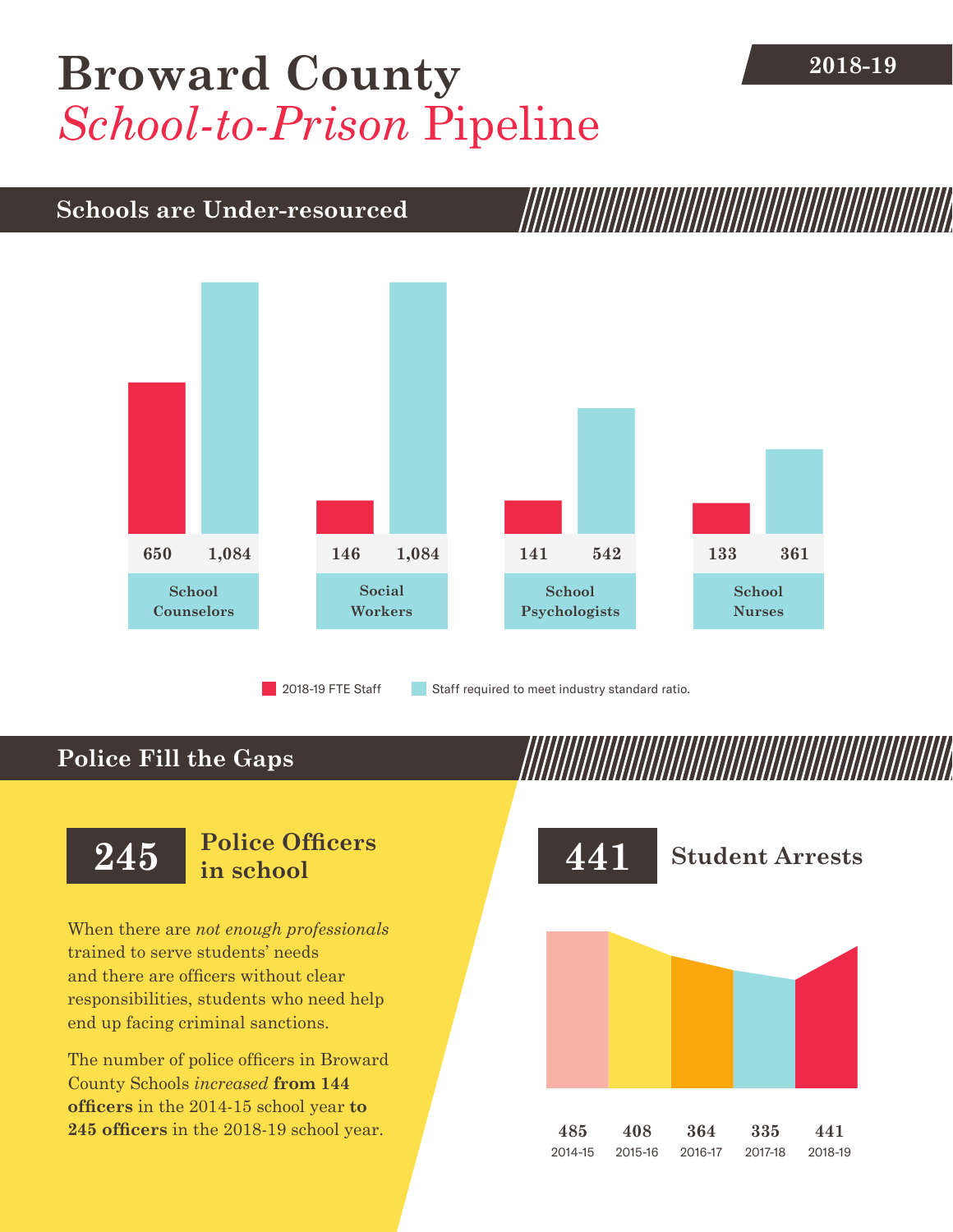# Broward County

## *School-to-Prison* Pipeline

**2018-19**

## Schools are Under-resourced

| | 2018-19 FTE Staff | Staff required to meet industry standard ratio. |
|---|---|---|
| School Counselors | 650 | 1,084 |
| Social Workers | 146 | 1,084 |
| School Psychologists | 141 | 542 |
| School Nurses | 133 | 361 |

## Police Fill the Gaps

**245** **Police Officers in school**

When there are *not enough professionals* trained to serve students' needs and there are officers without clear responsibilities, students who need help end up facing criminal sanctions.

The number of police officers in Broward County Schools *increased* **from 144 officers** in the 2014-15 school year **to 245 officers** in the 2018-19 school year.

**441** **Student Arrests**

| 2014-15 | 2015-16 | 2016-17 | 2017-18 | 2018-19 |
|---|---|---|---|---|
| 485 | 408 | 364 | 335 | 441 |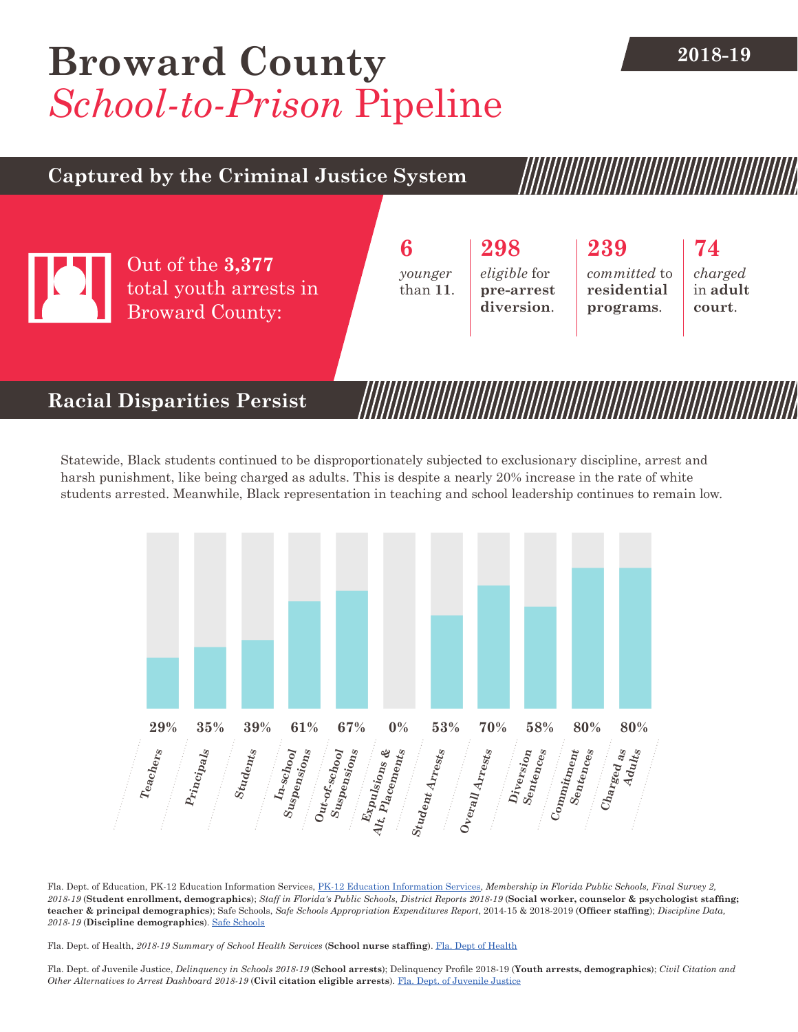# Broward County *School-to-Prison* Pipeline

2018-19

## Captured by the Criminal Justice System

Out of the **3,377** total youth arrests in Broward County:

**6** *younger* than **11**.

**298** *eligible* for **pre-arrest diversion**.

**239** *committed* to **residential programs**.

**74** *charged* in **adult court**.

## Racial Disparities Persist

Statewide, Black students continued to be disproportionately subjected to exclusionary discipline, arrest and harsh punishment, like being charged as adults. This is despite a nearly 20% increase in the rate of white students arrested. Meanwhile, Black representation in teaching and school leadership continues to remain low.

29% Teachers

35% Principals

39% Students

61% In-school Suspensions

67% Out-of-school Suspensions

0% Expulsions & Alt. Placements

53% Student Arrests

70% Overall Arrests

58% Diversion Sentences

80% Commitment Sentences

80% Charged as Adults

Fla. Dept. of Education, PK-12 Education Information Services, PK-12 Education Information Services, *Membership in Florida Public Schools, Final Survey 2, 2018-19* (**Student enrollment, demographics**); *Staff in Florida's Public Schools, District Reports 2018-19* (**Social worker, counselor & psychologist staffing; teacher & principal demographics**); Safe Schools, *Safe Schools Appropriation Expenditures Report*, 2014-15 & 2018-2019 (**Officer staffing**); *Discipline Data, 2018-19* (**Discipline demographics**). Safe Schools

Fla. Dept. of Health, *2018-19 Summary of School Health Services* (**School nurse staffing**). Fla. Dept of Health

Fla. Dept. of Juvenile Justice, *Delinquency in Schools 2018-19* (**School arrests**); Delinquency Profile 2018-19 (**Youth arrests, demographics**); *Civil Citation and Other Alternatives to Arrest Dashboard 2018-19* (**Civil citation eligible arrests**). Fla. Dept. of Juvenile Justice